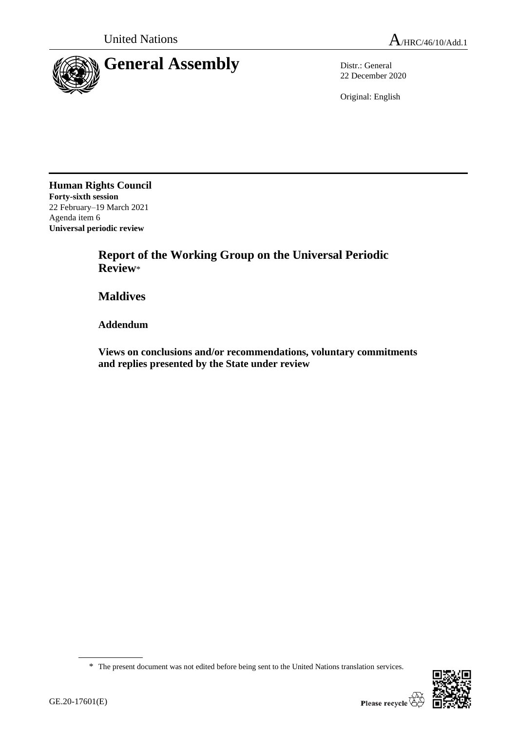United Nations

A/HRC/46/10/Add.1

# General Assembly

Distr.: General
22 December 2020

Original: English

**Human Rights Council**
**Forty-sixth session**
22 February–19 March 2021
Agenda item 6
**Universal periodic review**

## Report of the Working Group on the Universal Periodic Review*

## Maldives

### Addendum

### Views on conclusions and/or recommendations, voluntary commitments and replies presented by the State under review

\* The present document was not edited before being sent to the United Nations translation services.

GE.20-17601(E)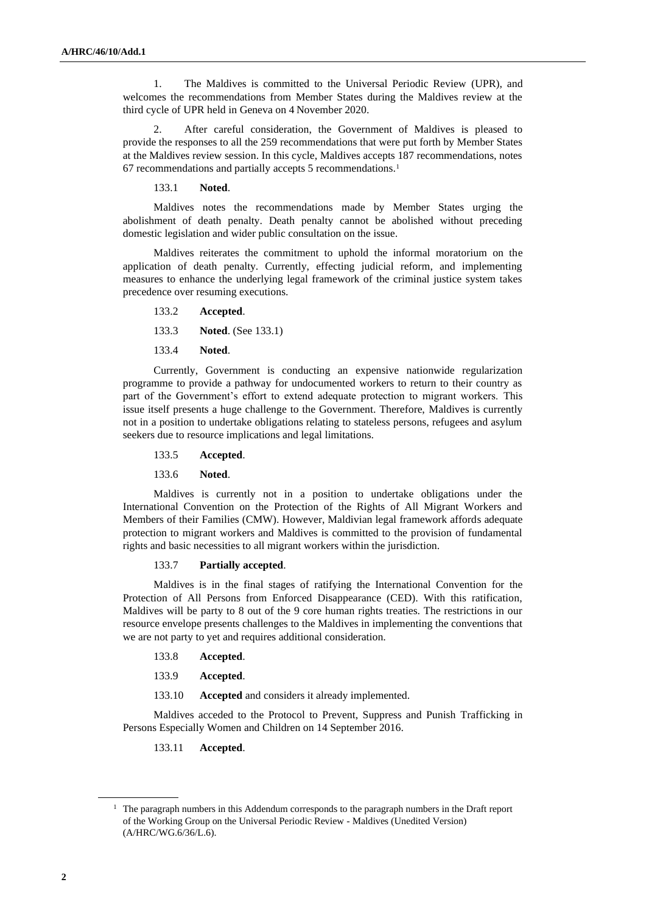1. The Maldives is committed to the Universal Periodic Review (UPR), and welcomes the recommendations from Member States during the Maldives review at the third cycle of UPR held in Geneva on 4 November 2020.

2. After careful consideration, the Government of Maldives is pleased to provide the responses to all the 259 recommendations that were put forth by Member States at the Maldives review session. In this cycle, Maldives accepts 187 recommendations, notes 67 recommendations and partially accepts 5 recommendations.[1]

133.1 **Noted**.

Maldives notes the recommendations made by Member States urging the abolishment of death penalty. Death penalty cannot be abolished without preceding domestic legislation and wider public consultation on the issue.

Maldives reiterates the commitment to uphold the informal moratorium on the application of death penalty. Currently, effecting judicial reform, and implementing measures to enhance the underlying legal framework of the criminal justice system takes precedence over resuming executions.

133.2 **Accepted**.

133.3 **Noted**. (See 133.1)

133.4 **Noted**.

Currently, Government is conducting an expensive nationwide regularization programme to provide a pathway for undocumented workers to return to their country as part of the Government's effort to extend adequate protection to migrant workers. This issue itself presents a huge challenge to the Government. Therefore, Maldives is currently not in a position to undertake obligations relating to stateless persons, refugees and asylum seekers due to resource implications and legal limitations.

133.5 **Accepted**.

133.6 **Noted**.

Maldives is currently not in a position to undertake obligations under the International Convention on the Protection of the Rights of All Migrant Workers and Members of their Families (CMW). However, Maldivian legal framework affords adequate protection to migrant workers and Maldives is committed to the provision of fundamental rights and basic necessities to all migrant workers within the jurisdiction.

133.7 **Partially accepted**.

Maldives is in the final stages of ratifying the International Convention for the Protection of All Persons from Enforced Disappearance (CED). With this ratification, Maldives will be party to 8 out of the 9 core human rights treaties. The restrictions in our resource envelope presents challenges to the Maldives in implementing the conventions that we are not party to yet and requires additional consideration.

133.8 **Accepted**.

133.9 **Accepted**.

133.10 **Accepted** and considers it already implemented.

Maldives acceded to the Protocol to Prevent, Suppress and Punish Trafficking in Persons Especially Women and Children on 14 September 2016.

133.11 **Accepted**.

---

[1] The paragraph numbers in this Addendum corresponds to the paragraph numbers in the Draft report of the Working Group on the Universal Periodic Review - Maldives (Unedited Version) (A/HRC/WG.6/36/L.6).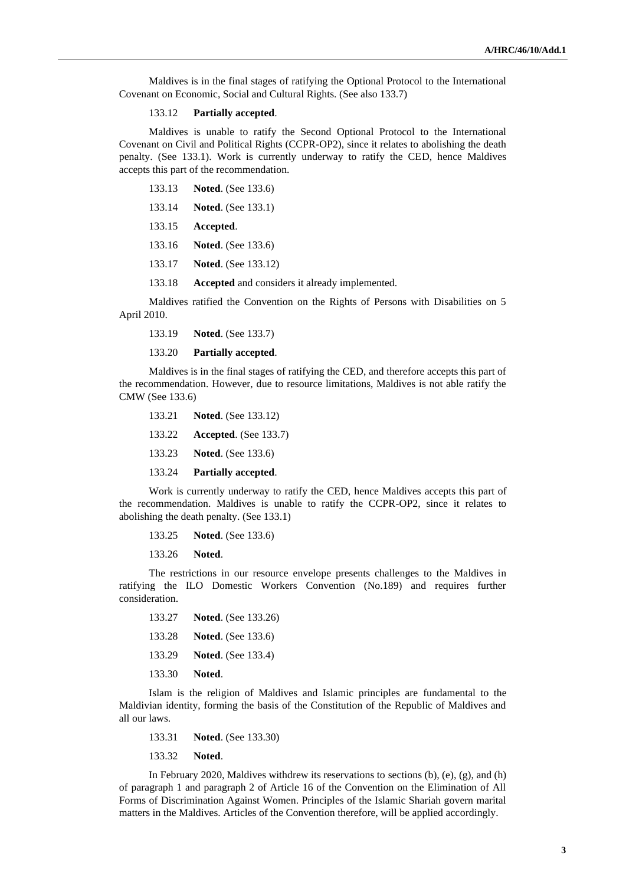Maldives is in the final stages of ratifying the Optional Protocol to the International Covenant on Economic, Social and Cultural Rights. (See also 133.7)

133.12 **Partially accepted**.

Maldives is unable to ratify the Second Optional Protocol to the International Covenant on Civil and Political Rights (CCPR-OP2), since it relates to abolishing the death penalty. (See 133.1). Work is currently underway to ratify the CED, hence Maldives accepts this part of the recommendation.

133.13 **Noted**. (See 133.6)

133.14 **Noted**. (See 133.1)

133.15 **Accepted**.

133.16 **Noted**. (See 133.6)

133.17 **Noted**. (See 133.12)

133.18 **Accepted** and considers it already implemented.

Maldives ratified the Convention on the Rights of Persons with Disabilities on 5 April 2010.

133.19 **Noted**. (See 133.7)

133.20 **Partially accepted**.

Maldives is in the final stages of ratifying the CED, and therefore accepts this part of the recommendation. However, due to resource limitations, Maldives is not able ratify the CMW (See 133.6)

133.21 **Noted**. (See 133.12)

133.22 **Accepted**. (See 133.7)

133.23 **Noted**. (See 133.6)

133.24 **Partially accepted**.

Work is currently underway to ratify the CED, hence Maldives accepts this part of the recommendation. Maldives is unable to ratify the CCPR-OP2, since it relates to abolishing the death penalty. (See 133.1)

133.25 **Noted**. (See 133.6)

133.26 **Noted**.

The restrictions in our resource envelope presents challenges to the Maldives in ratifying the ILO Domestic Workers Convention (No.189) and requires further consideration.

133.27 **Noted**. (See 133.26)

133.28 **Noted**. (See 133.6)

133.29 **Noted**. (See 133.4)

133.30 **Noted**.

Islam is the religion of Maldives and Islamic principles are fundamental to the Maldivian identity, forming the basis of the Constitution of the Republic of Maldives and all our laws.

133.31 **Noted**. (See 133.30)

133.32 **Noted**.

In February 2020, Maldives withdrew its reservations to sections (b), (e), (g), and (h) of paragraph 1 and paragraph 2 of Article 16 of the Convention on the Elimination of All Forms of Discrimination Against Women. Principles of the Islamic Shariah govern marital matters in the Maldives. Articles of the Convention therefore, will be applied accordingly.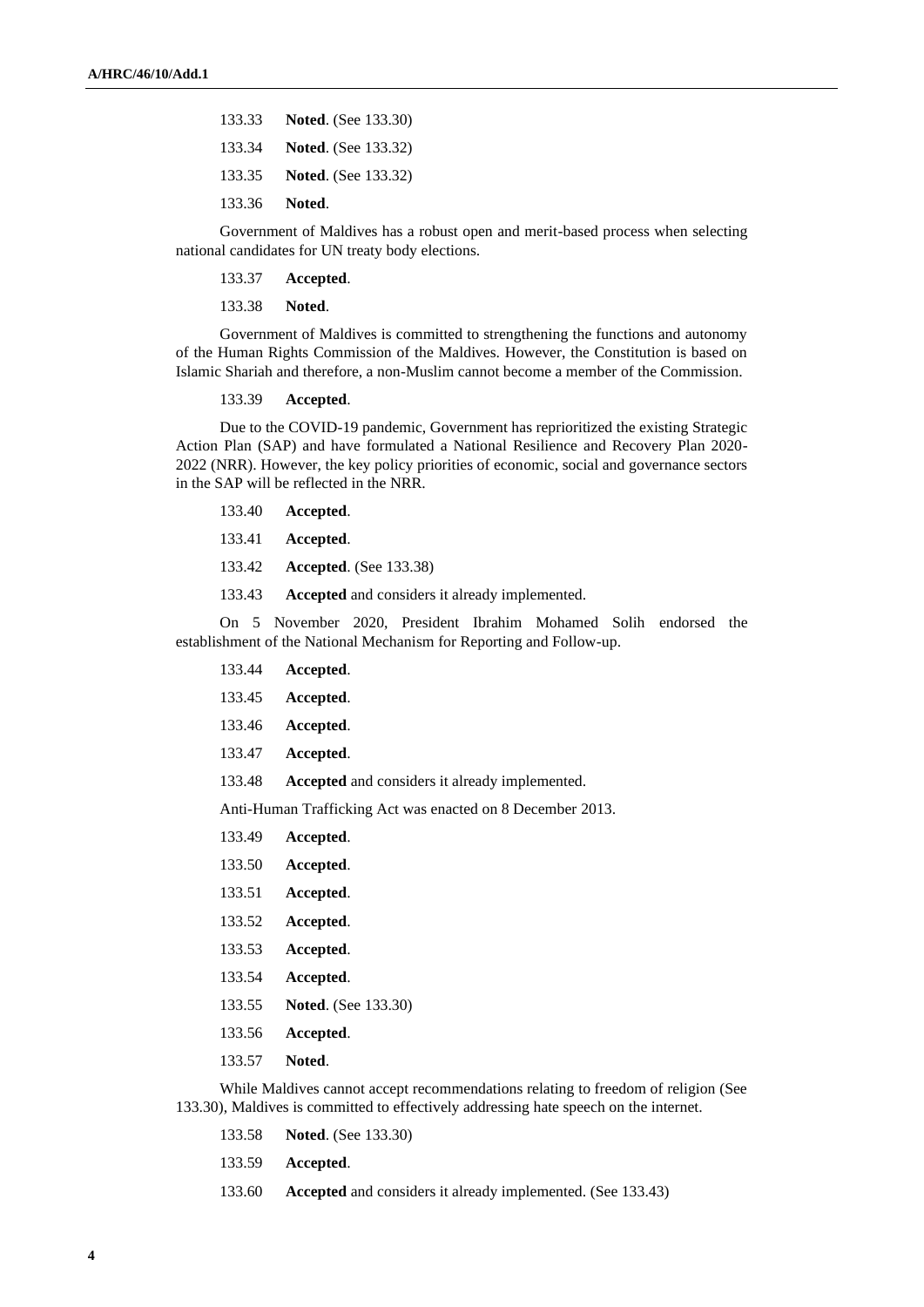133.33 **Noted**. (See 133.30)

133.34 **Noted**. (See 133.32)

133.35 **Noted**. (See 133.32)

133.36 **Noted**.

Government of Maldives has a robust open and merit-based process when selecting national candidates for UN treaty body elections.

133.37 **Accepted**.

133.38 **Noted**.

Government of Maldives is committed to strengthening the functions and autonomy of the Human Rights Commission of the Maldives. However, the Constitution is based on Islamic Shariah and therefore, a non-Muslim cannot become a member of the Commission.

133.39 **Accepted**.

Due to the COVID-19 pandemic, Government has reprioritized the existing Strategic Action Plan (SAP) and have formulated a National Resilience and Recovery Plan 2020-2022 (NRR). However, the key policy priorities of economic, social and governance sectors in the SAP will be reflected in the NRR.

133.40 **Accepted**.

133.41 **Accepted**.

133.42 **Accepted**. (See 133.38)

133.43 **Accepted** and considers it already implemented.

On 5 November 2020, President Ibrahim Mohamed Solih endorsed the establishment of the National Mechanism for Reporting and Follow-up.

133.44 **Accepted**.

133.45 **Accepted**.

133.46 **Accepted**.

133.47 **Accepted**.

133.48 **Accepted** and considers it already implemented.

Anti-Human Trafficking Act was enacted on 8 December 2013.

133.49 **Accepted**.

133.50 **Accepted**.

133.51 **Accepted**.

133.52 **Accepted**.

133.53 **Accepted**.

133.54 **Accepted**.

133.55 **Noted**. (See 133.30)

133.56 **Accepted**.

133.57 **Noted**.

While Maldives cannot accept recommendations relating to freedom of religion (See 133.30), Maldives is committed to effectively addressing hate speech on the internet.

133.58 **Noted**. (See 133.30)

133.59 **Accepted**.

133.60 **Accepted** and considers it already implemented. (See 133.43)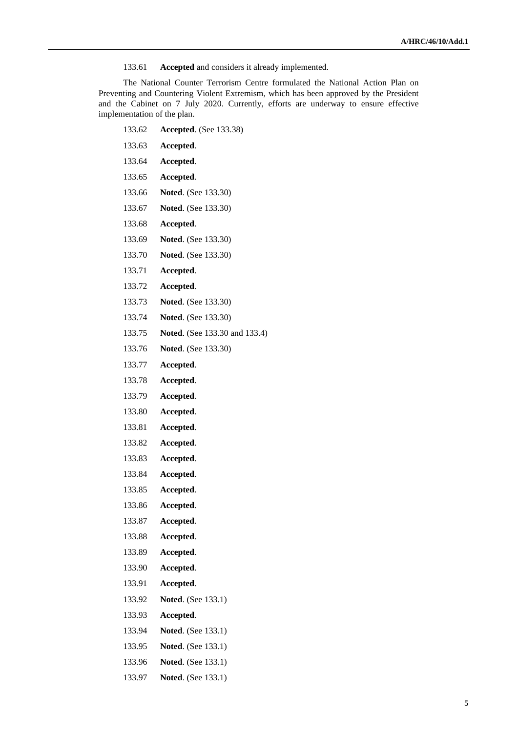133.61 **Accepted** and considers it already implemented.

The National Counter Terrorism Centre formulated the National Action Plan on Preventing and Countering Violent Extremism, which has been approved by the President and the Cabinet on 7 July 2020. Currently, efforts are underway to ensure effective implementation of the plan.

133.62 **Accepted**. (See 133.38)

133.63 **Accepted**.

133.64 **Accepted**.

133.65 **Accepted**.

133.66 **Noted**. (See 133.30)

133.67 **Noted**. (See 133.30)

133.68 **Accepted**.

133.69 **Noted**. (See 133.30)

133.70 **Noted**. (See 133.30)

133.71 **Accepted**.

133.72 **Accepted**.

133.73 **Noted**. (See 133.30)

133.74 **Noted**. (See 133.30)

133.75 **Noted**. (See 133.30 and 133.4)

133.76 **Noted**. (See 133.30)

133.77 **Accepted**.

133.78 **Accepted**.

133.79 **Accepted**.

133.80 **Accepted**.

133.81 **Accepted**.

133.82 **Accepted**.

133.83 **Accepted**.

133.84 **Accepted**.

133.85 **Accepted**.

133.86 **Accepted**.

133.87 **Accepted**.

133.88 **Accepted**.

133.89 **Accepted**.

133.90 **Accepted**.

133.91 **Accepted**.

133.92 **Noted**. (See 133.1)

133.93 **Accepted**.

133.94 **Noted**. (See 133.1)

133.95 **Noted**. (See 133.1)

133.96 **Noted**. (See 133.1)

133.97 **Noted**. (See 133.1)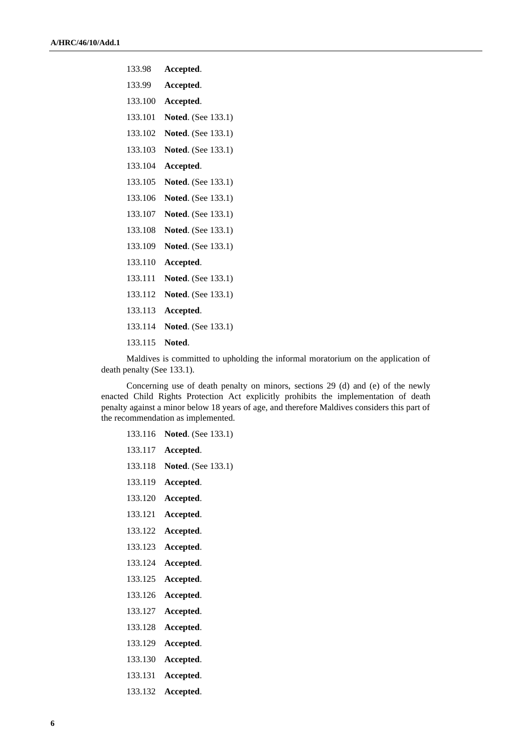133.98 **Accepted**.

133.99 **Accepted**.

133.100 **Accepted**.

133.101 **Noted**. (See 133.1)

133.102 **Noted**. (See 133.1)

133.103 **Noted**. (See 133.1)

133.104 **Accepted**.

133.105 **Noted**. (See 133.1)

133.106 **Noted**. (See 133.1)

133.107 **Noted**. (See 133.1)

133.108 **Noted**. (See 133.1)

133.109 **Noted**. (See 133.1)

133.110 **Accepted**.

133.111 **Noted**. (See 133.1)

133.112 **Noted**. (See 133.1)

133.113 **Accepted**.

133.114 **Noted**. (See 133.1)

133.115 **Noted**.

Maldives is committed to upholding the informal moratorium on the application of death penalty (See 133.1).

Concerning use of death penalty on minors, sections 29 (d) and (e) of the newly enacted Child Rights Protection Act explicitly prohibits the implementation of death penalty against a minor below 18 years of age, and therefore Maldives considers this part of the recommendation as implemented.

133.116 **Noted**. (See 133.1)

133.117 **Accepted**.

133.118 **Noted**. (See 133.1)

133.119 **Accepted**.

133.120 **Accepted**.

133.121 **Accepted**.

133.122 **Accepted**.

133.123 **Accepted**.

133.124 **Accepted**.

133.125 **Accepted**.

133.126 **Accepted**.

133.127 **Accepted**.

133.128 **Accepted**.

133.129 **Accepted**.

133.130 **Accepted**.

133.131 **Accepted**.

133.132 **Accepted**.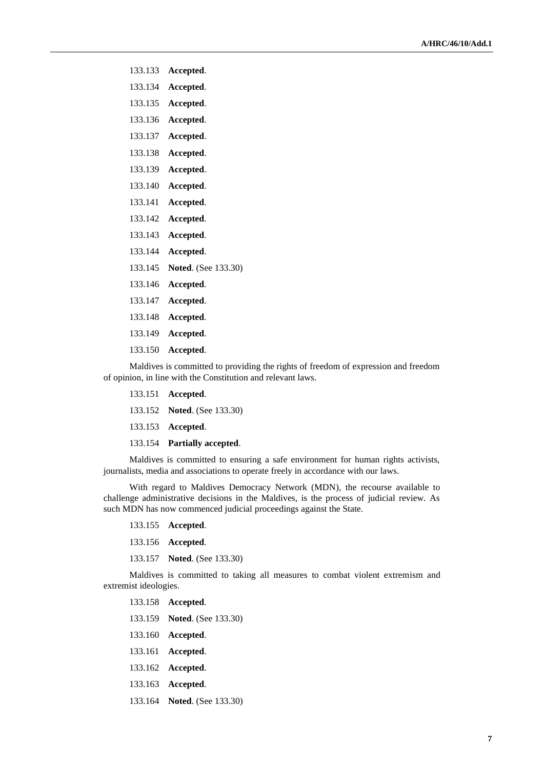133.133 **Accepted**.

133.134 **Accepted**.

133.135 **Accepted**.

133.136 **Accepted**.

133.137 **Accepted**.

133.138 **Accepted**.

133.139 **Accepted**.

133.140 **Accepted**.

133.141 **Accepted**.

133.142 **Accepted**.

133.143 **Accepted**.

133.144 **Accepted**.

133.145 **Noted**. (See 133.30)

133.146 **Accepted**.

133.147 **Accepted**.

133.148 **Accepted**.

133.149 **Accepted**.

133.150 **Accepted**.

Maldives is committed to providing the rights of freedom of expression and freedom of opinion, in line with the Constitution and relevant laws.

133.151 **Accepted**.

133.152 **Noted**. (See 133.30)

133.153 **Accepted**.

133.154 **Partially accepted**.

Maldives is committed to ensuring a safe environment for human rights activists, journalists, media and associations to operate freely in accordance with our laws.

With regard to Maldives Democracy Network (MDN), the recourse available to challenge administrative decisions in the Maldives, is the process of judicial review. As such MDN has now commenced judicial proceedings against the State.

133.155 **Accepted**.

133.156 **Accepted**.

133.157 **Noted**. (See 133.30)

Maldives is committed to taking all measures to combat violent extremism and extremist ideologies.

133.158 **Accepted**.

133.159 **Noted**. (See 133.30)

133.160 **Accepted**.

133.161 **Accepted**.

133.162 **Accepted**.

133.163 **Accepted**.

133.164 **Noted**. (See 133.30)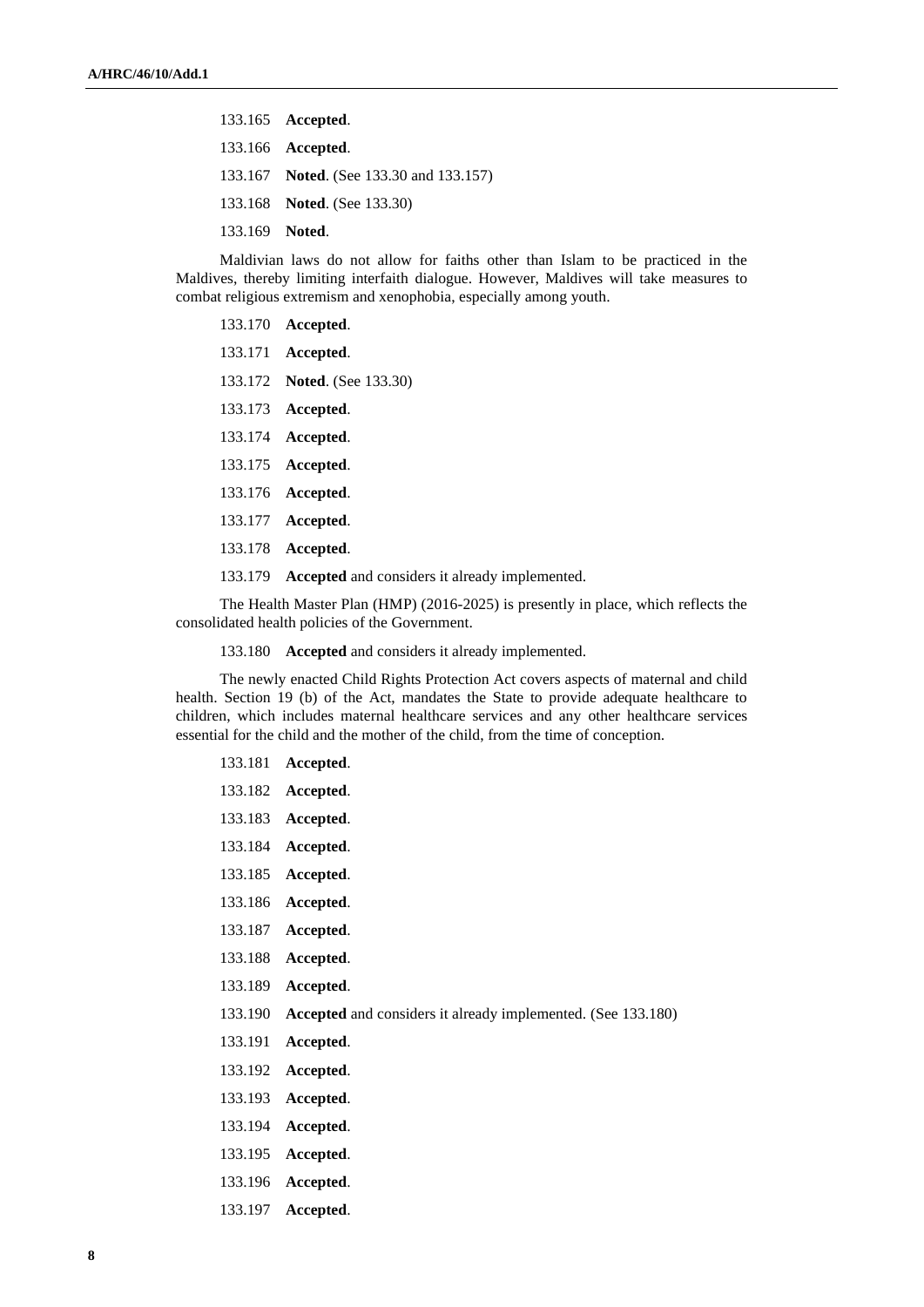133.165 **Accepted**.

133.166 **Accepted**.

133.167 **Noted**. (See 133.30 and 133.157)

133.168 **Noted**. (See 133.30)

133.169 **Noted**.

Maldivian laws do not allow for faiths other than Islam to be practiced in the Maldives, thereby limiting interfaith dialogue. However, Maldives will take measures to combat religious extremism and xenophobia, especially among youth.

133.170 **Accepted**.

133.171 **Accepted**.

133.172 **Noted**. (See 133.30)

133.173 **Accepted**.

133.174 **Accepted**.

133.175 **Accepted**.

133.176 **Accepted**.

133.177 **Accepted**.

133.178 **Accepted**.

133.179 **Accepted** and considers it already implemented.

The Health Master Plan (HMP) (2016-2025) is presently in place, which reflects the consolidated health policies of the Government.

133.180 **Accepted** and considers it already implemented.

The newly enacted Child Rights Protection Act covers aspects of maternal and child health. Section 19 (b) of the Act, mandates the State to provide adequate healthcare to children, which includes maternal healthcare services and any other healthcare services essential for the child and the mother of the child, from the time of conception.

133.181 **Accepted**.

133.182 **Accepted**.

133.183 **Accepted**.

133.184 **Accepted**.

133.185 **Accepted**.

133.186 **Accepted**.

133.187 **Accepted**.

133.188 **Accepted**.

133.189 **Accepted**.

133.190 **Accepted** and considers it already implemented. (See 133.180)

133.191 **Accepted**.

133.192 **Accepted**.

133.193 **Accepted**.

133.194 **Accepted**.

133.195 **Accepted**.

133.196 **Accepted**.

133.197 **Accepted**.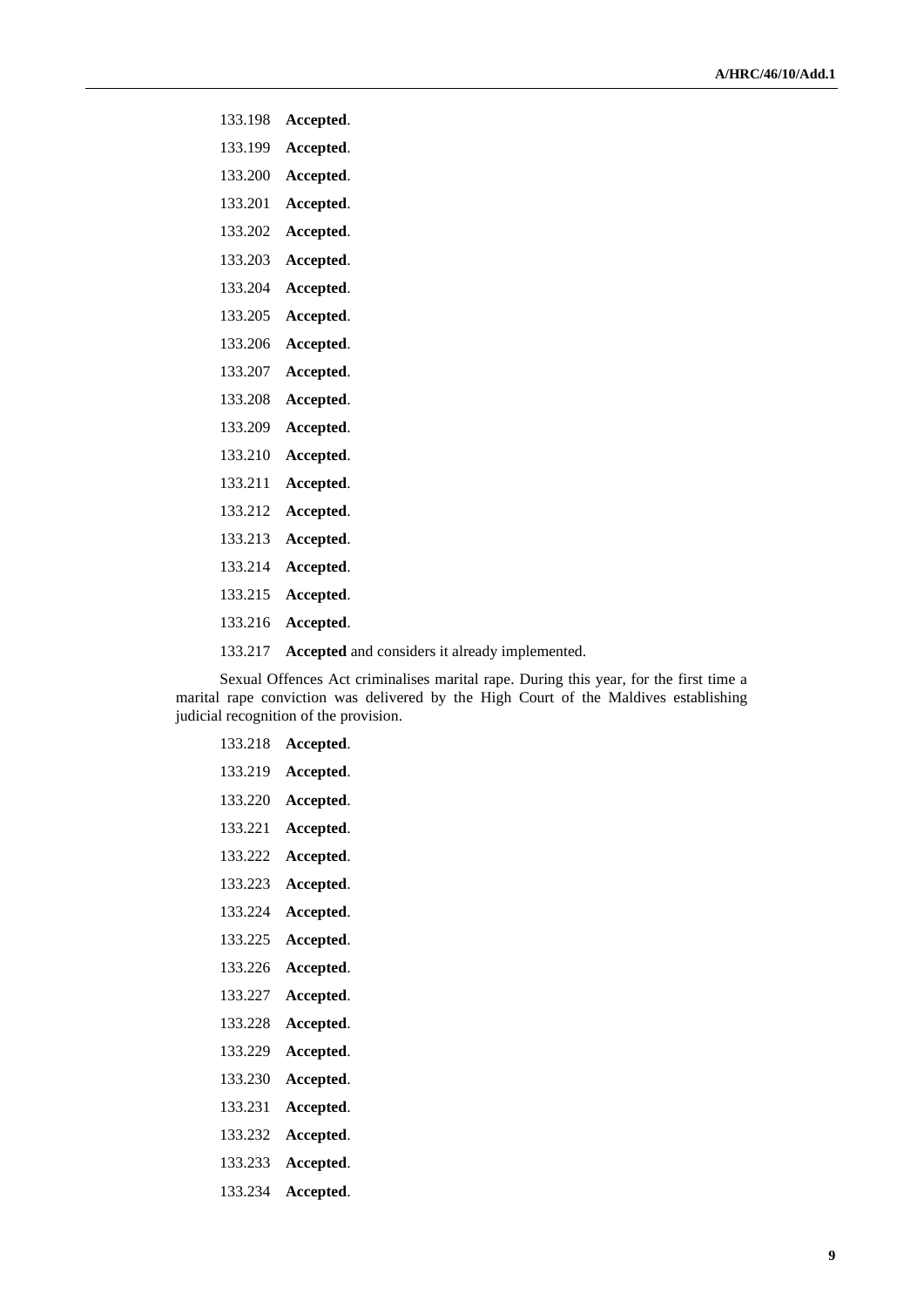133.198 **Accepted**.

133.199 **Accepted**.

133.200 **Accepted**.

133.201 **Accepted**.

133.202 **Accepted**.

133.203 **Accepted**.

133.204 **Accepted**.

133.205 **Accepted**.

133.206 **Accepted**.

133.207 **Accepted**.

133.208 **Accepted**.

133.209 **Accepted**.

133.210 **Accepted**.

133.211 **Accepted**.

133.212 **Accepted**.

133.213 **Accepted**.

133.214 **Accepted**.

133.215 **Accepted**.

133.216 **Accepted**.

133.217 **Accepted** and considers it already implemented.

Sexual Offences Act criminalises marital rape. During this year, for the first time a marital rape conviction was delivered by the High Court of the Maldives establishing judicial recognition of the provision.

133.218 **Accepted**.

133.219 **Accepted**.

133.220 **Accepted**.

133.221 **Accepted**.

133.222 **Accepted**.

133.223 **Accepted**.

133.224 **Accepted**.

133.225 **Accepted**.

133.226 **Accepted**.

133.227 **Accepted**.

133.228 **Accepted**.

133.229 **Accepted**.

133.230 **Accepted**.

133.231 **Accepted**.

133.232 **Accepted**.

133.233 **Accepted**.

133.234 **Accepted**.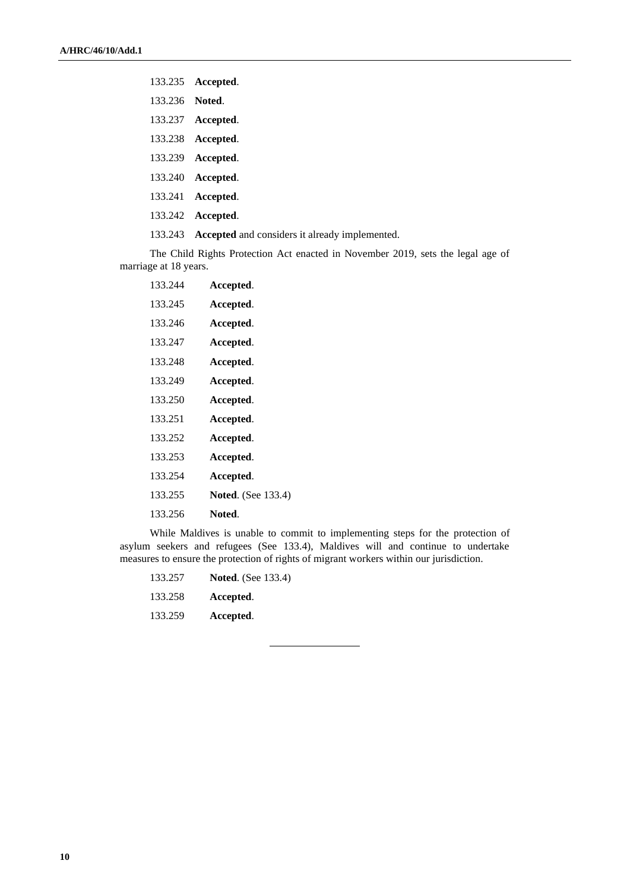133.235 **Accepted**.

133.236 **Noted**.

133.237 **Accepted**.

133.238 **Accepted**.

133.239 **Accepted**.

133.240 **Accepted**.

133.241 **Accepted**.

133.242 **Accepted**.

133.243 **Accepted** and considers it already implemented.

The Child Rights Protection Act enacted in November 2019, sets the legal age of marriage at 18 years.

133.244 **Accepted**.

133.245 **Accepted**.

133.246 **Accepted**.

133.247 **Accepted**.

133.248 **Accepted**.

133.249 **Accepted**.

133.250 **Accepted**.

133.251 **Accepted**.

133.252 **Accepted**.

133.253 **Accepted**.

133.254 **Accepted**.

133.255 **Noted**. (See 133.4)

133.256 **Noted**.

While Maldives is unable to commit to implementing steps for the protection of asylum seekers and refugees (See 133.4), Maldives will and continue to undertake measures to ensure the protection of rights of migrant workers within our jurisdiction.

133.257 **Noted**. (See 133.4)

133.258 **Accepted**.

133.259 **Accepted**.